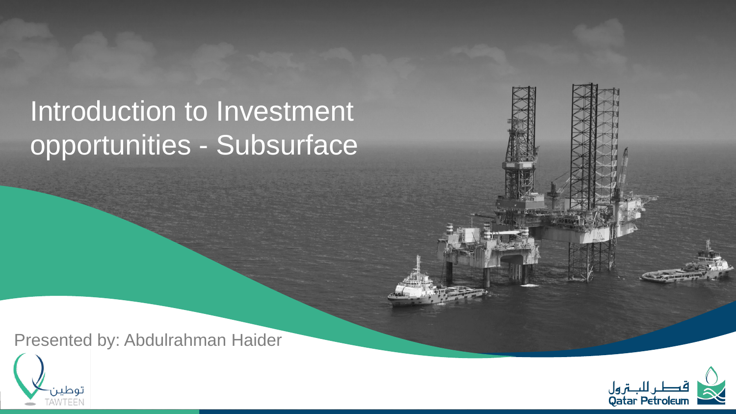# Introduction to Investment opportunities - Subsurface

Presented by: Abdulrahman Haider

توطين
TAWTEEN

قطر للبترول
Qatar Petroleum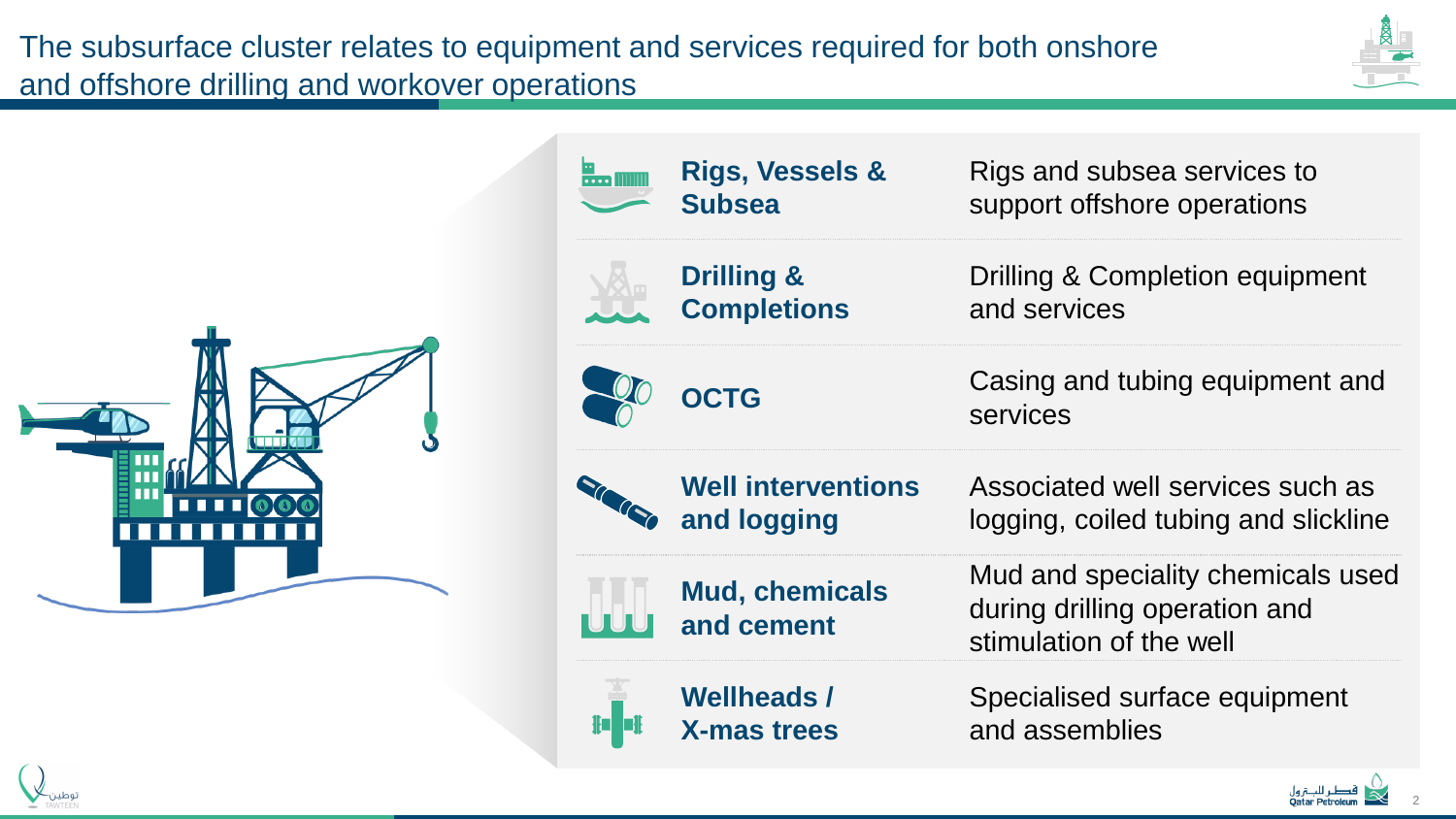# The subsurface cluster relates to equipment and services required for both onshore and offshore drilling and workover operations

| Category | Description |
| --- | --- |
| **Rigs, Vessels & Subsea** | Rigs and subsea services to support offshore operations |
| **Drilling & Completions** | Drilling & Completion equipment and services |
| **OCTG** | Casing and tubing equipment and services |
| **Well interventions and logging** | Associated well services such as logging, coiled tubing and slickline |
| **Mud, chemicals and cement** | Mud and speciality chemicals used during drilling operation and stimulation of the well |
| **Wellheads / X-mas trees** | Specialised surface equipment and assemblies |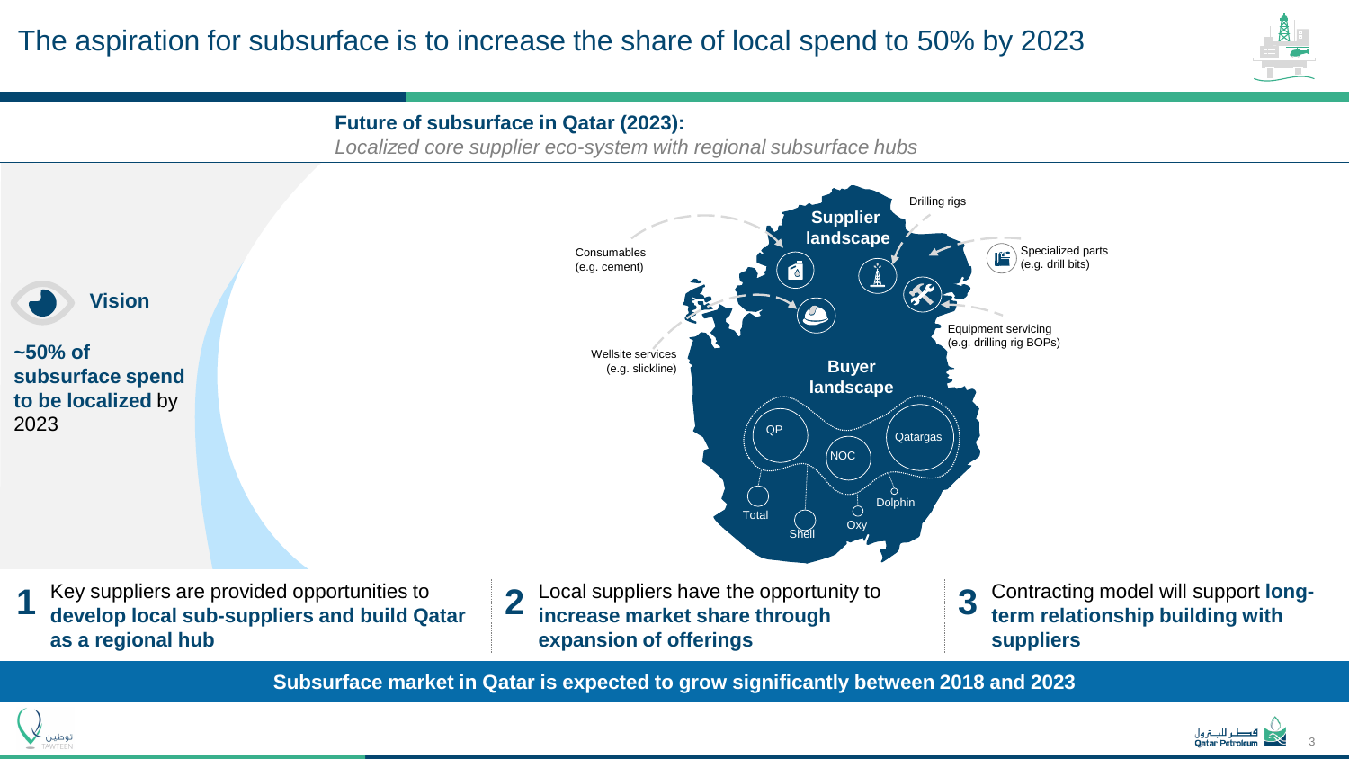# The aspiration for subsurface is to increase the share of local spend to 50% by 2023

**Future of subsurface in Qatar (2023):**

*Localized core supplier eco-system with regional subsurface hubs*

## Vision

**~50% of subsurface spend to be localized** by 2023

**Supplier landscape**

- Drilling rigs
- Consumables (e.g. cement)
- Specialized parts (e.g. drill bits)
- Equipment servicing (e.g. drilling rig BOPs)
- Wellsite services (e.g. slickline)

**Buyer landscape**

- QP
- NOC
- Qatargas
- Total
- Shell
- Oxy
- Dolphin

1. Key suppliers are provided opportunities to **develop local sub-suppliers and build Qatar as a regional hub**
2. Local suppliers have the opportunity to **increase market share through expansion of offerings**
3. Contracting model will support **long-term relationship building with suppliers**

**Subsurface market in Qatar is expected to grow significantly between 2018 and 2023**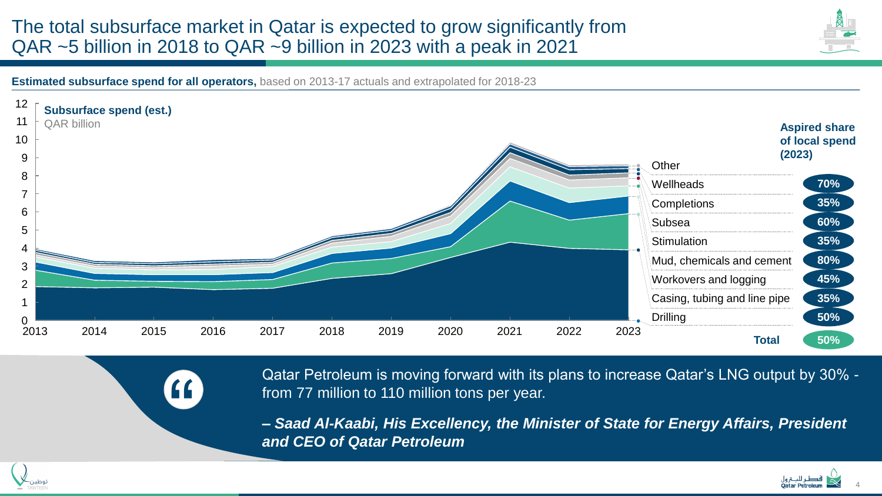# The total subsurface market in Qatar is expected to grow significantly from QAR ~5 billion in 2018 to QAR ~9 billion in 2023 with a peak in 2021

**Estimated subsurface spend for all operators,** based on 2013-17 actuals and extrapolated for 2018-23

**Subsurface spend (est.)**
QAR billion

| Category | Aspired share of local spend (2023) |
|---|---|
| Other | |
| Wellheads | 70% |
| Completions | 35% |
| Subsea | 60% |
| Stimulation | 35% |
| Mud, chemicals and cement | 80% |
| Workovers and logging | 45% |
| Casing, tubing and line pipe | 35% |
| Drilling | 50% |
| **Total** | 50% |

Qatar Petroleum is moving forward with its plans to increase Qatar's LNG output by 30% - from 77 million to 110 million tons per year.

***– Saad Al-Kaabi, His Excellency, the Minister of State for Energy Affairs, President and CEO of Qatar Petroleum***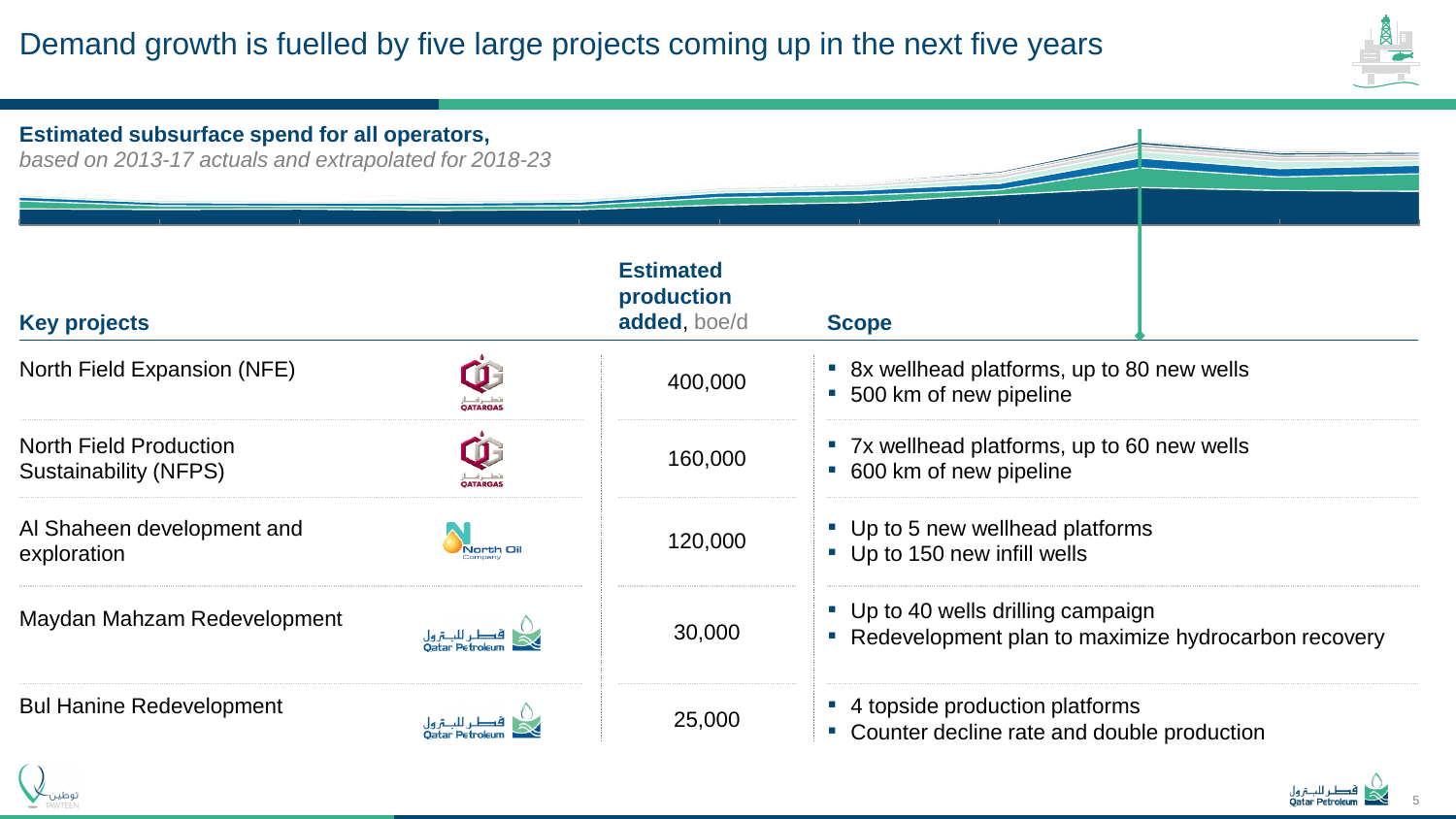# Demand growth is fuelled by five large projects coming up in the next five years

**Estimated subsurface spend for all operators,**
*based on 2013-17 actuals and extrapolated for 2018-23*

| Key projects | | Estimated production added, boe/d | Scope |
|---|---|---|---|
| North Field Expansion (NFE) | QATARGAS | 400,000 | ▪ 8x wellhead platforms, up to 80 new wells<br>▪ 500 km of new pipeline |
| North Field Production Sustainability (NFPS) | QATARGAS | 160,000 | ▪ 7x wellhead platforms, up to 60 new wells<br>▪ 600 km of new pipeline |
| Al Shaheen development and exploration | North Oil Company | 120,000 | ▪ Up to 5 new wellhead platforms<br>▪ Up to 150 new infill wells |
| Maydan Mahzam Redevelopment | Qatar Petroleum | 30,000 | ▪ Up to 40 wells drilling campaign<br>▪ Redevelopment plan to maximize hydrocarbon recovery |
| Bul Hanine Redevelopment | Qatar Petroleum | 25,000 | ▪ 4 topside production platforms<br>▪ Counter decline rate and double production |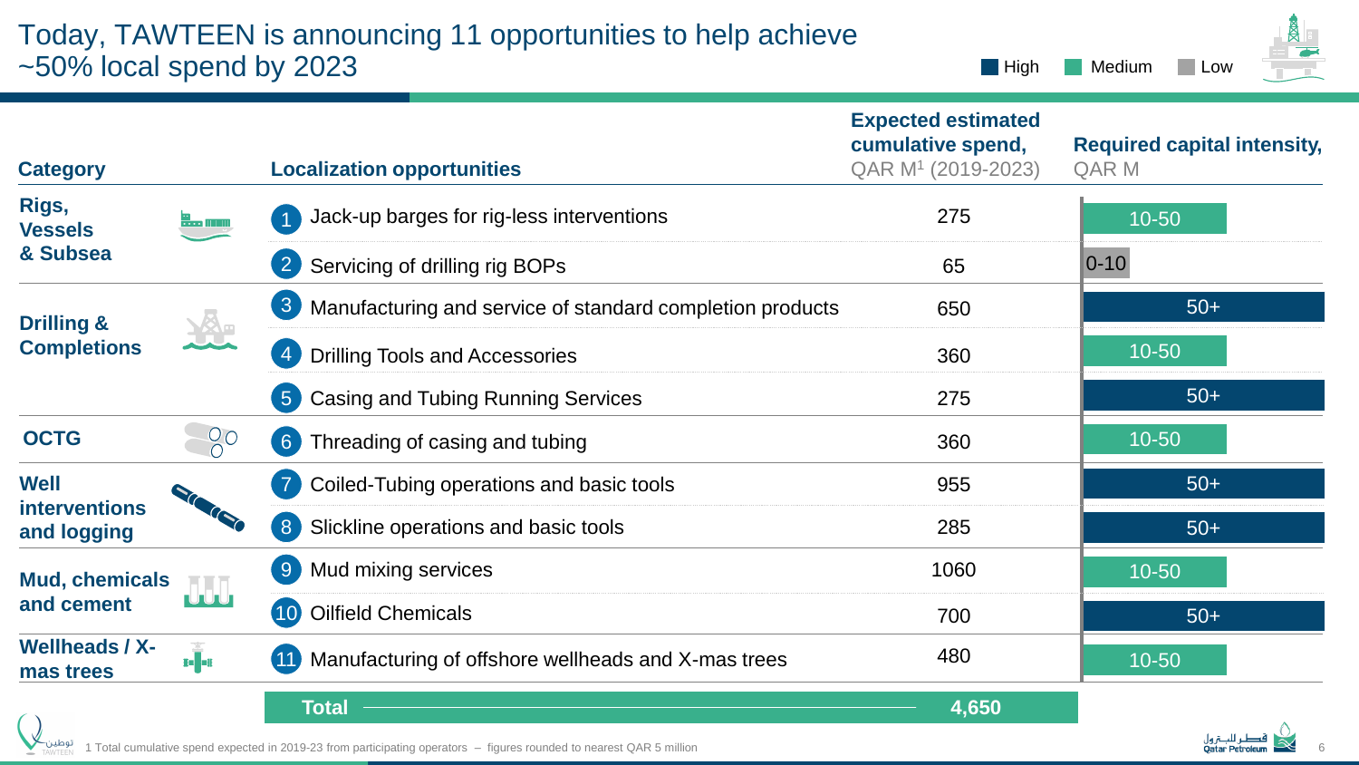# Today, TAWTEEN is announcing 11 opportunities to help achieve ~50% local spend by 2023

High | Medium | Low

| Category | Localization opportunities | Expected estimated cumulative spend, QAR M[1] (2019-2023) | Required capital intensity, QAR M |
|---|---|---|---|
| Rigs, Vessels & Subsea | 1 Jack-up barges for rig-less interventions | 275 | 10-50 |
| | 2 Servicing of drilling rig BOPs | 65 | 0-10 |
| Drilling & Completions | 3 Manufacturing and service of standard completion products | 650 | 50+ |
| | 4 Drilling Tools and Accessories | 360 | 10-50 |
| | 5 Casing and Tubing Running Services | 275 | 50+ |
| OCTG | 6 Threading of casing and tubing | 360 | 10-50 |
| Well interventions and logging | 7 Coiled-Tubing operations and basic tools | 955 | 50+ |
| | 8 Slickline operations and basic tools | 285 | 50+ |
| Mud, chemicals and cement | 9 Mud mixing services | 1060 | 10-50 |
| | 10 Oilfield Chemicals | 700 | 50+ |
| Wellheads / X-mas trees | 11 Manufacturing of offshore wellheads and X-mas trees | 480 | 10-50 |
| **Total** | | **4,650** | |

1 Total cumulative spend expected in 2019-23 from participating operators – figures rounded to nearest QAR 5 million